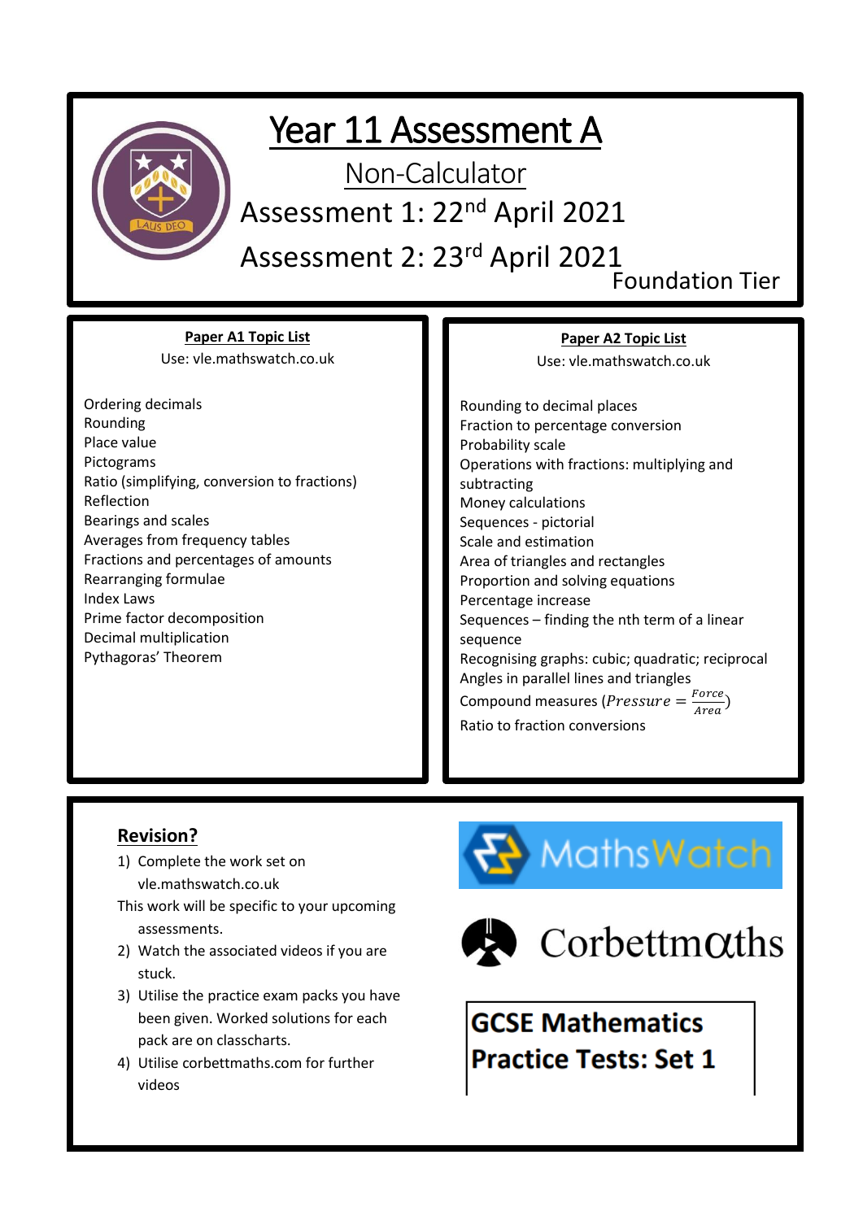# Year 11 Assessment A

## Non-Calculator

Assessment 1: 22nd April 2021

Assessment 2: 23rd April 2021

Foundation Tier

### Paper A1 Topic List

Use: vle.mathswatch.co.uk

- Ordering decimals
- Rounding
- Place value
- Pictograms
- Ratio (simplifying, conversion to fractions)
- Reflection
- Bearings and scales
- Averages from frequency tables
- Fractions and percentages of amounts
- Rearranging formulae
- Index Laws
- Prime factor decomposition
- Decimal multiplication
- Pythagoras' Theorem

### Paper A2 Topic List

Use: vle.mathswatch.co.uk

- Rounding to decimal places
- Fraction to percentage conversion
- Probability scale
- Operations with fractions: multiplying and subtracting
- Money calculations
- Sequences - pictorial
- Scale and estimation
- Area of triangles and rectangles
- Proportion and solving equations
- Percentage increase
- Sequences – finding the nth term of a linear sequence
- Recognising graphs: cubic; quadratic; reciprocal
- Angles in parallel lines and triangles
- Compound measures ($Pressure = \frac{Force}{Area}$)
- Ratio to fraction conversions

### Revision?

1) Complete the work set on vle.mathswatch.co.uk
   This work will be specific to your upcoming assessments.
2) Watch the associated videos if you are stuck.
3) Utilise the practice exam packs you have been given. Worked solutions for each pack are on classcharts.
4) Utilise corbettmaths.com for further videos

MathsWatch

Corbettmαths

**GCSE Mathematics Practice Tests: Set 1**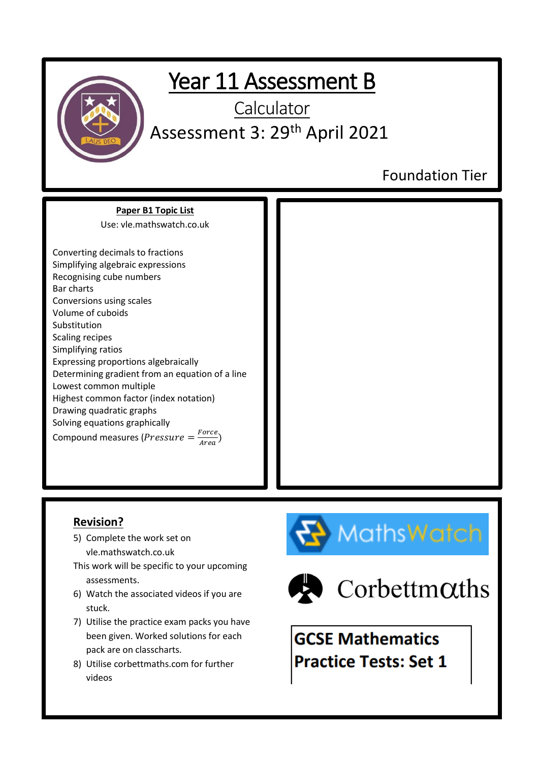# Year 11 Assessment B

## Calculator

## Assessment 3: 29th April 2021

Foundation Tier

**Paper B1 Topic List**

Use: vle.mathswatch.co.uk

Converting decimals to fractions
Simplifying algebraic expressions
Recognising cube numbers
Bar charts
Conversions using scales
Volume of cuboids
Substitution
Scaling recipes
Simplifying ratios
Expressing proportions algebraically
Determining gradient from an equation of a line
Lowest common multiple
Highest common factor (index notation)
Drawing quadratic graphs
Solving equations graphically
Compound measures ($Pressure = \frac{Force}{Area}$)

**Revision?**

5) Complete the work set on vle.mathswatch.co.uk

This work will be specific to your upcoming assessments.

6) Watch the associated videos if you are stuck.
7) Utilise the practice exam packs you have been given. Worked solutions for each pack are on classcharts.
8) Utilise corbettmaths.com for further videos

MathsWatch

Corbettmaths

**GCSE Mathematics Practice Tests: Set 1**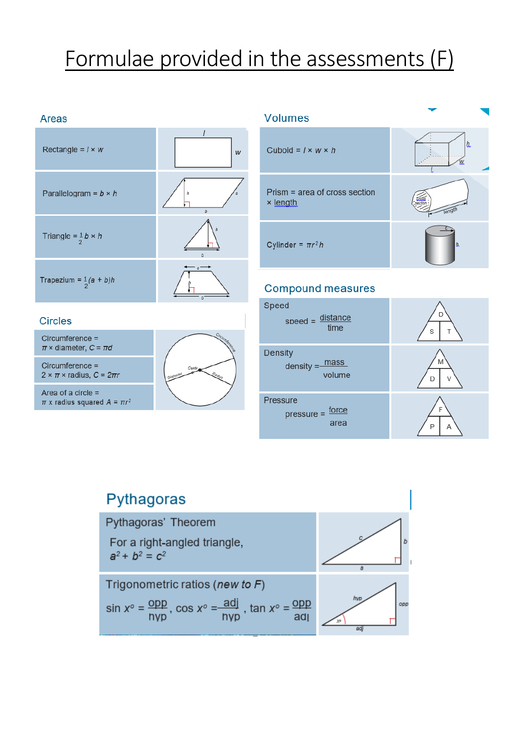# Formulae provided in the assessments (F)

## Areas

Rectangle = $l \times w$

Parallelogram = $b \times h$

Triangle = $\frac{1}{2} b \times h$

Trapezium = $\frac{1}{2}(a + b)h$

## Circles

Circumference = $\pi \times$ diameter, $C = \pi d$

Circumference = $2 \times \pi \times$ radius, $C = 2\pi r$

Area of a circle = $\pi$ x radius squared $A = \pi r^2$

## Volumes

Cuboid = $l \times w \times h$

Prism = area of cross section × length

Cylinder = $\pi r^2 h$

## Compound measures

Speed

$$\text{speed} = \frac{\text{distance}}{\text{time}}$$

Density

$$\text{density} = \frac{\text{mass}}{\text{volume}}$$

Pressure

$$\text{pressure} = \frac{\text{force}}{\text{area}}$$

## Pythagoras

Pythagoras' Theorem

For a right-angled triangle,
$a^2 + b^2 = c^2$

Trigonometric ratios (*new to F*)

$$\sin x^o = \frac{\text{opp}}{\text{hyp}}, \cos x^o = \frac{\text{adj}}{\text{hyp}}, \tan x^o = \frac{\text{opp}}{\text{adj}}$$